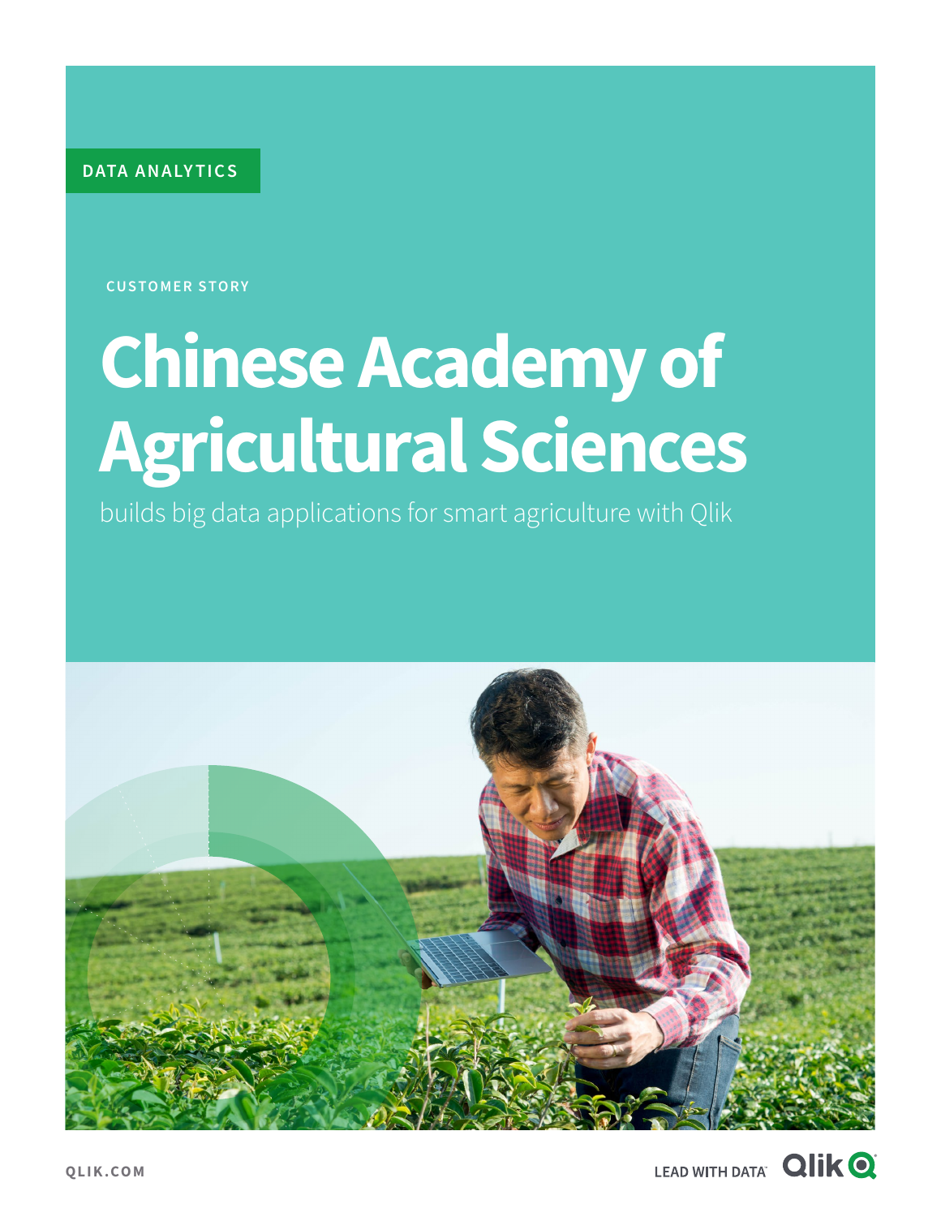DATA ANALYTICS

CUSTOMER STORY

# Chinese Academy of Agricultural Sciences

builds big data applications for smart agriculture with Qlik

QLIK.COM

LEAD WITH DATA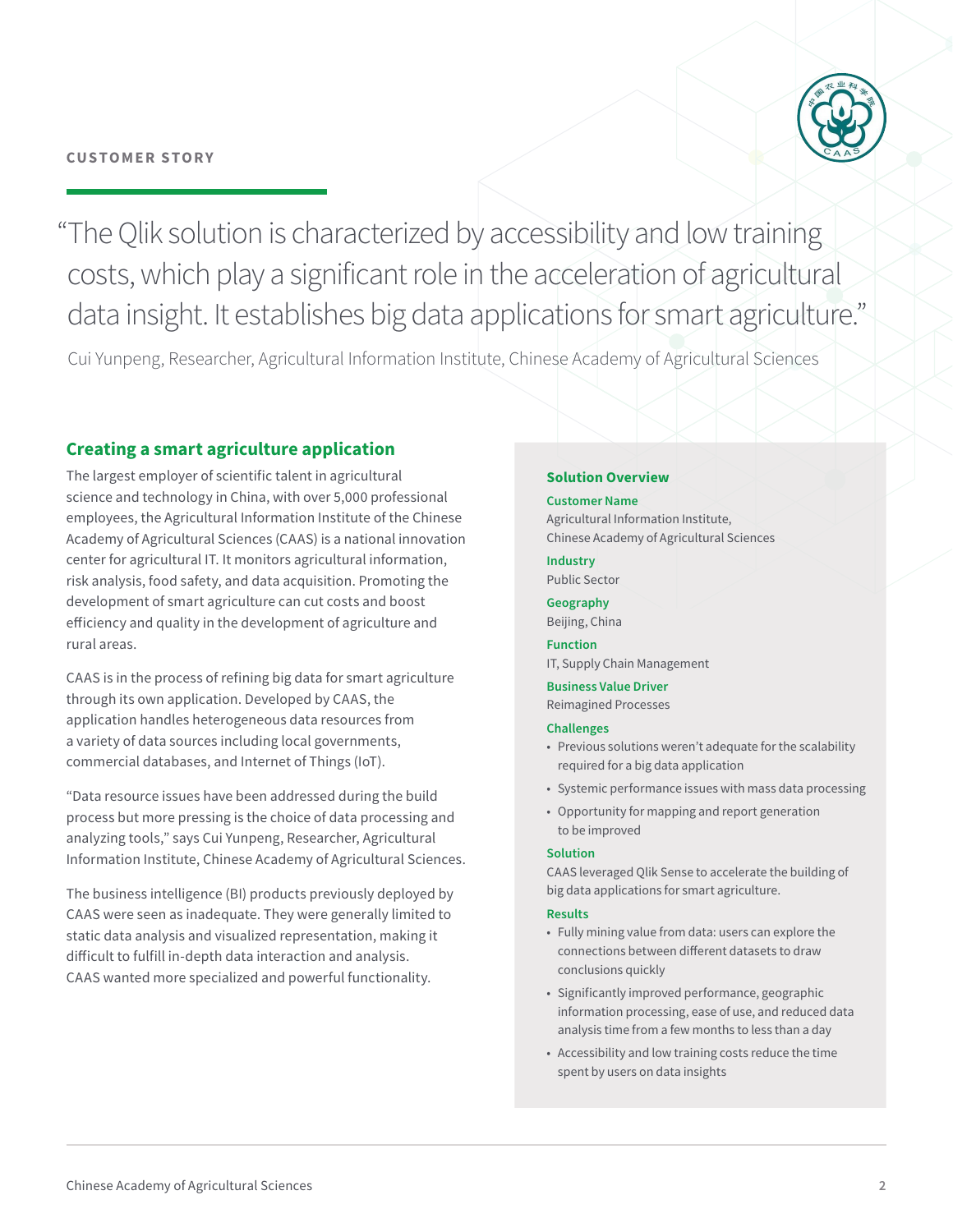CUSTOMER STORY

> "The Qlik solution is characterized by accessibility and low training costs, which play a significant role in the acceleration of agricultural data insight. It establishes big data applications for smart agriculture."

Cui Yunpeng, Researcher, Agricultural Information Institute, Chinese Academy of Agricultural Sciences

## Creating a smart agriculture application

The largest employer of scientific talent in agricultural science and technology in China, with over 5,000 professional employees, the Agricultural Information Institute of the Chinese Academy of Agricultural Sciences (CAAS) is a national innovation center for agricultural IT. It monitors agricultural information, risk analysis, food safety, and data acquisition. Promoting the development of smart agriculture can cut costs and boost efficiency and quality in the development of agriculture and rural areas.

CAAS is in the process of refining big data for smart agriculture through its own application. Developed by CAAS, the application handles heterogeneous data resources from a variety of data sources including local governments, commercial databases, and Internet of Things (IoT).

"Data resource issues have been addressed during the build process but more pressing is the choice of data processing and analyzing tools," says Cui Yunpeng, Researcher, Agricultural Information Institute, Chinese Academy of Agricultural Sciences.

The business intelligence (BI) products previously deployed by CAAS were seen as inadequate. They were generally limited to static data analysis and visualized representation, making it difficult to fulfill in-depth data interaction and analysis. CAAS wanted more specialized and powerful functionality.

### Solution Overview

**Customer Name**
Agricultural Information Institute, Chinese Academy of Agricultural Sciences

**Industry**
Public Sector

**Geography**
Beijing, China

**Function**
IT, Supply Chain Management

**Business Value Driver**
Reimagined Processes

**Challenges**
- Previous solutions weren't adequate for the scalability required for a big data application
- Systemic performance issues with mass data processing
- Opportunity for mapping and report generation to be improved

**Solution**
CAAS leveraged Qlik Sense to accelerate the building of big data applications for smart agriculture.

**Results**
- Fully mining value from data: users can explore the connections between different datasets to draw conclusions quickly
- Significantly improved performance, geographic information processing, ease of use, and reduced data analysis time from a few months to less than a day
- Accessibility and low training costs reduce the time spent by users on data insights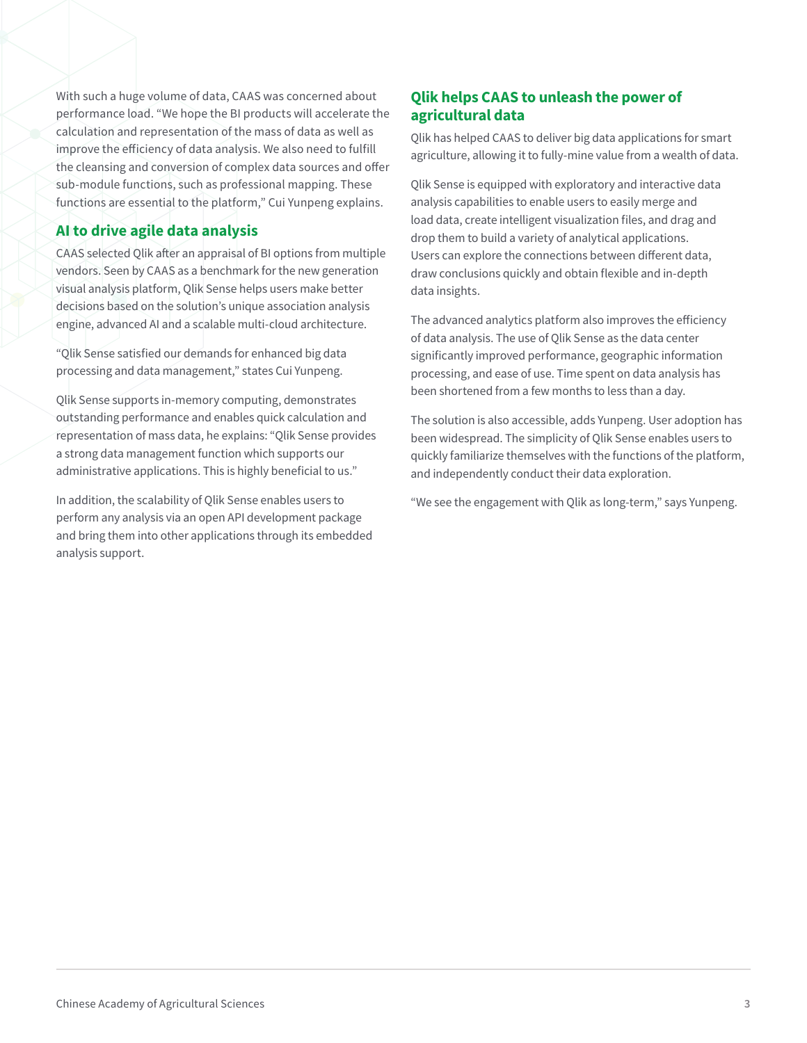With such a huge volume of data, CAAS was concerned about performance load. "We hope the BI products will accelerate the calculation and representation of the mass of data as well as improve the efficiency of data analysis. We also need to fulfill the cleansing and conversion of complex data sources and offer sub-module functions, such as professional mapping. These functions are essential to the platform," Cui Yunpeng explains.

## AI to drive agile data analysis

CAAS selected Qlik after an appraisal of BI options from multiple vendors. Seen by CAAS as a benchmark for the new generation visual analysis platform, Qlik Sense helps users make better decisions based on the solution's unique association analysis engine, advanced AI and a scalable multi-cloud architecture.

"Qlik Sense satisfied our demands for enhanced big data processing and data management," states Cui Yunpeng.

Qlik Sense supports in-memory computing, demonstrates outstanding performance and enables quick calculation and representation of mass data, he explains: "Qlik Sense provides a strong data management function which supports our administrative applications. This is highly beneficial to us."

In addition, the scalability of Qlik Sense enables users to perform any analysis via an open API development package and bring them into other applications through its embedded analysis support.

## Qlik helps CAAS to unleash the power of agricultural data

Qlik has helped CAAS to deliver big data applications for smart agriculture, allowing it to fully-mine value from a wealth of data.

Qlik Sense is equipped with exploratory and interactive data analysis capabilities to enable users to easily merge and load data, create intelligent visualization files, and drag and drop them to build a variety of analytical applications. Users can explore the connections between different data, draw conclusions quickly and obtain flexible and in-depth data insights.

The advanced analytics platform also improves the efficiency of data analysis. The use of Qlik Sense as the data center significantly improved performance, geographic information processing, and ease of use. Time spent on data analysis has been shortened from a few months to less than a day.

The solution is also accessible, adds Yunpeng. User adoption has been widespread. The simplicity of Qlik Sense enables users to quickly familiarize themselves with the functions of the platform, and independently conduct their data exploration.

"We see the engagement with Qlik as long-term," says Yunpeng.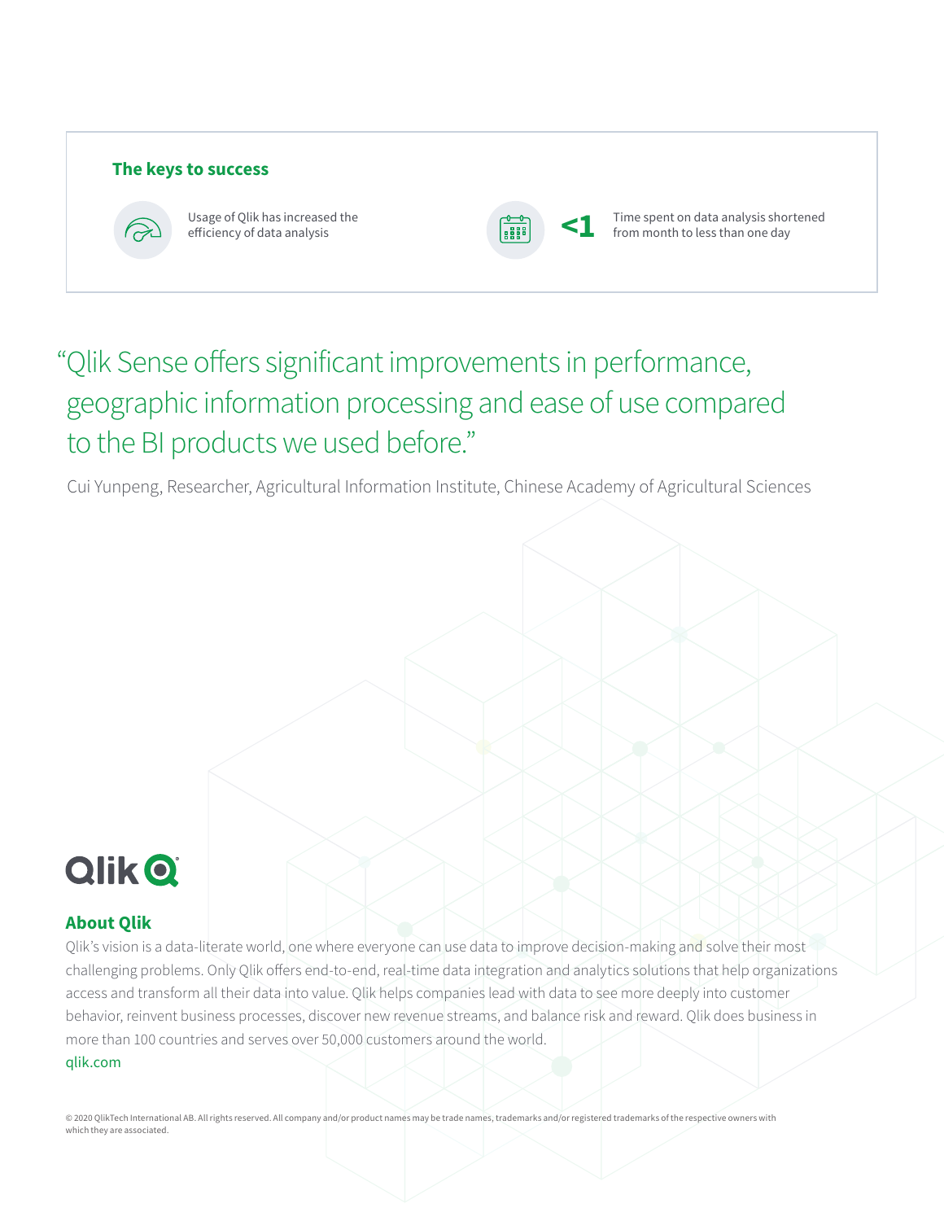### The keys to success

Usage of Qlik has increased the efficiency of data analysis

**<1** Time spent on data analysis shortened from month to less than one day

> “Qlik Sense offers significant improvements in performance, geographic information processing and ease of use compared to the BI products we used before.”

Cui Yunpeng, Researcher, Agricultural Information Institute, Chinese Academy of Agricultural Sciences

Qlik

## About Qlik

Qlik’s vision is a data-literate world, one where everyone can use data to improve decision-making and solve their most challenging problems. Only Qlik offers end-to-end, real-time data integration and analytics solutions that help organizations access and transform all their data into value. Qlik helps companies lead with data to see more deeply into customer behavior, reinvent business processes, discover new revenue streams, and balance risk and reward. Qlik does business in more than 100 countries and serves over 50,000 customers around the world.

qlik.com

© 2020 QlikTech International AB. All rights reserved. All company and/or product names may be trade names, trademarks and/or registered trademarks of the respective owners with which they are associated.